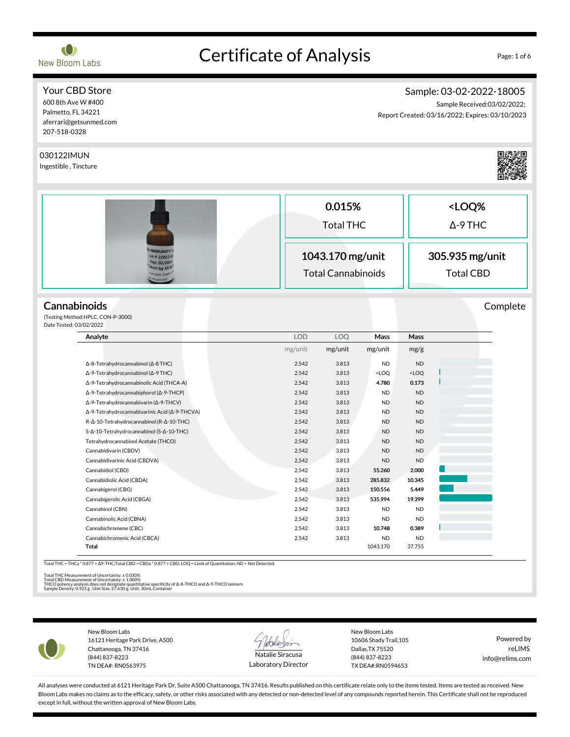New Bloom Labs

# Certificate of Analysis

**Your CBD Store**
600 8th Ave W #400
Palmetto, FL 34221
aferrari@getsunmed.com
207-518-0328

**Sample: 03-02-2022-18005**
Sample Received:03/02/2022;
Report Created: 03/16/2022; Expires: 03/10/2023

030122IMUN
Ingestible , Tincture

| 0.015% | <LOQ% |
|---|---|
| Total THC | Δ-9 THC |
| **1043.170 mg/unit** | **305.935 mg/unit** |
| Total Cannabinoids | Total CBD |

## Cannabinoids

Complete

(Testing Method:HPLC, CON-P-3000)
Date Tested: 03/02/2022

| Analyte | LOD mg/unit | LOQ mg/unit | Mass mg/unit | Mass mg/g |
|---|---|---|---|---|
| Δ-8-Tetrahydrocannabinol (Δ-8 THC) | 2.542 | 3.813 | ND | ND |
| Δ-9-Tetrahydrocannabinol (Δ-9 THC) | 2.542 | 3.813 | <LOQ | <LOQ |
| Δ-9-Tetrahydrocannabinolic Acid (THCA-A) | 2.542 | 3.813 | **4.780** | **0.173** |
| Δ-9-Tetrahydrocannabiphorol (Δ-9-THCP) | 2.542 | 3.813 | ND | ND |
| Δ-9-Tetrahydrocannabivarin (Δ-9-THCV) | 2.542 | 3.813 | ND | ND |
| Δ-9-Tetrahydrocannabivarinic Acid (Δ-9-THCVA) | 2.542 | 3.813 | ND | ND |
| R-Δ-10-Tetrahydrocannabinol (R-Δ-10-THC) | 2.542 | 3.813 | ND | ND |
| S-Δ-10-Tetrahydrocannabinol (S-Δ-10-THC) | 2.542 | 3.813 | ND | ND |
| Tetrahydrocannabinol Acetate (THCO) | 2.542 | 3.813 | ND | ND |
| Cannabidivarin (CBDV) | 2.542 | 3.813 | ND | ND |
| Cannabidivarinic Acid (CBDVA) | 2.542 | 3.813 | ND | ND |
| Cannabidiol (CBD) | 2.542 | 3.813 | **55.260** | **2.000** |
| Cannabidiolic Acid (CBDA) | 2.542 | 3.813 | **285.832** | **10.345** |
| Cannabigerol (CBG) | 2.542 | 3.813 | **150.556** | **5.449** |
| Cannabigerolic Acid (CBGA) | 2.542 | 3.813 | **535.994** | **19.399** |
| Cannabinol (CBN) | 2.542 | 3.813 | ND | ND |
| Cannabinolic Acid (CBNA) | 2.542 | 3.813 | ND | ND |
| Cannabichromene (CBC) | 2.542 | 3.813 | **10.748** | **0.389** |
| Cannabichromenic Acid (CBCA) | 2.542 | 3.813 | ND | ND |
| **Total** | | | 1043.170 | 37.755 |

Total THC = THCa * 0.877 + Δ9-THC;Total CBD = CBDa * 0.877 + CBD; LOQ = Limit of Quantitation; ND = Not Detected.

Total THC Measurement of Uncertainty: ± 0.030%
Total CBD Measurement of Uncertainty: ± 1.000%
THCO potency analysis does not designate quantitative specificity of Δ-8-THCO and Δ-9-THCO isomers
Sample Density: 0.921 g ; Unit Size: 27.630 g; Unit: 30mL Container

New Bloom Labs
16121 Heritage Park Drive, A500
Chattanooga, TN 37416
(844) 837-8223
TN DEA#: RN0563975

Natalie Siracusa
Laboratory Director

New Bloom Labs
10606 Shady Trail,105
Dallas,TX 75520
(844) 837-8223
TX DEA#:RN0594653

Powered by
reLIMS
info@relims.com

All analyses were conducted at 6121 Heritage Park Dr, Suite A500 Chattanooga, TN 37416. Results published on this certificate relate only to the items tested. Items are tested as received. New Bloom Labs makes no claims as to the efficacy, safety, or other risks associated with any detected or non-detected level of any compounds reported herein. This Certificate shall not be reproduced except in full, without the written approval of New Bloom Labs.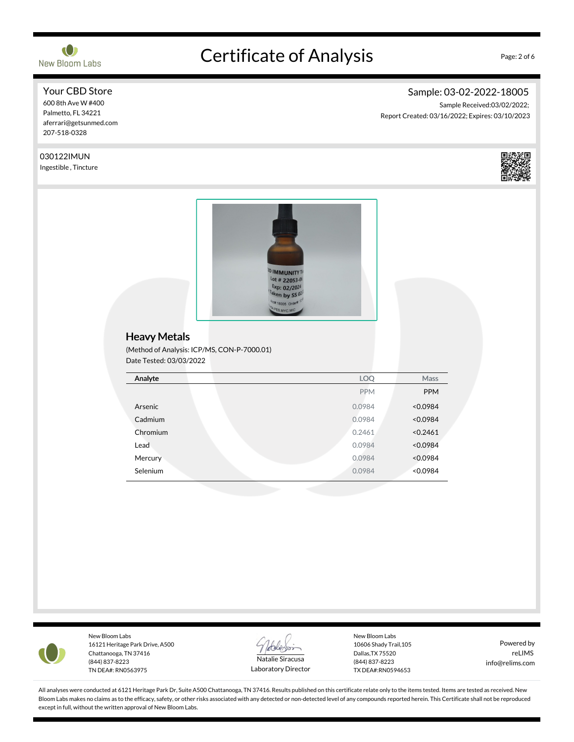# Certificate of Analysis

**Your CBD Store**
600 8th Ave W #400
Palmetto, FL 34221
aferrari@getsunmed.com
207-518-0328

**Sample: 03-02-2022-18005**
Sample Received:03/02/2022;
Report Created: 03/16/2022; Expires: 03/10/2023

030122IMUN
Ingestible , Tincture

## Heavy Metals

(Method of Analysis: ICP/MS, CON-P-7000.01)
Date Tested: 03/03/2022

| Analyte | LOQ | Mass |
|---|---|---|
| | PPM | PPM |
| Arsenic | 0.0984 | <0.0984 |
| Cadmium | 0.0984 | <0.0984 |
| Chromium | 0.2461 | <0.2461 |
| Lead | 0.0984 | <0.0984 |
| Mercury | 0.0984 | <0.0984 |
| Selenium | 0.0984 | <0.0984 |

New Bloom Labs
16121 Heritage Park Drive, A500
Chattanooga, TN 37416
(844) 837-8223
TN DEA#: RN0563975

Natalie Siracusa
Laboratory Director

New Bloom Labs
10606 Shady Trail,105
Dallas,TX 75520
(844) 837-8223
TX DEA#:RN0594653

Powered by
reLIMS
info@relims.com

All analyses were conducted at 6121 Heritage Park Dr, Suite A500 Chattanooga, TN 37416. Results published on this certificate relate only to the items tested. Items are tested as received. New Bloom Labs makes no claims as to the efficacy, safety, or other risks associated with any detected or non-detected level of any compounds reported herein. This Certificate shall not be reproduced except in full, without the written approval of New Bloom Labs.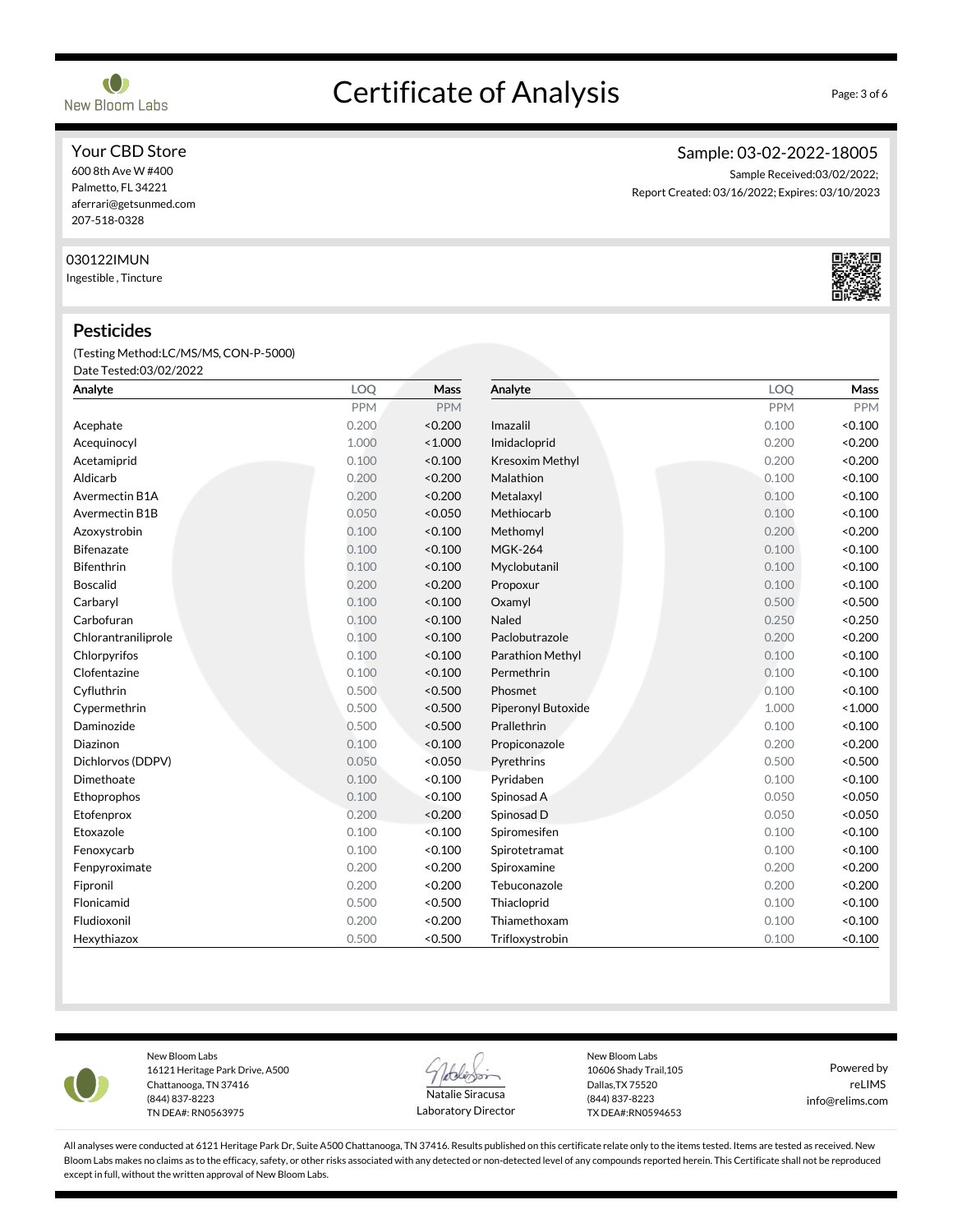# Certificate of Analysis

**Your CBD Store**
600 8th Ave W #400
Palmetto, FL 34221
aferrari@getsunmed.com
207-518-0328

**Sample: 03-02-2022-18005**
Sample Received:03/02/2022;
Report Created: 03/16/2022; Expires: 03/10/2023

030122IMUN
Ingestible , Tincture

## Pesticides

(Testing Method:LC/MS/MS, CON-P-5000)
Date Tested:03/02/2022

| Analyte | LOQ | Mass | Analyte | LOQ | Mass |
|---|---|---|---|---|---|
| | PPM | PPM | | PPM | PPM |
| Acephate | 0.200 | <0.200 | Imazalil | 0.100 | <0.100 |
| Acequinocyl | 1.000 | <1.000 | Imidacloprid | 0.200 | <0.200 |
| Acetamiprid | 0.100 | <0.100 | Kresoxim Methyl | 0.200 | <0.200 |
| Aldicarb | 0.200 | <0.200 | Malathion | 0.100 | <0.100 |
| Avermectin B1A | 0.200 | <0.200 | Metalaxyl | 0.100 | <0.100 |
| Avermectin B1B | 0.050 | <0.050 | Methiocarb | 0.100 | <0.100 |
| Azoxystrobin | 0.100 | <0.100 | Methomyl | 0.200 | <0.200 |
| Bifenazate | 0.100 | <0.100 | MGK-264 | 0.100 | <0.100 |
| Bifenthrin | 0.100 | <0.100 | Myclobutanil | 0.100 | <0.100 |
| Boscalid | 0.200 | <0.200 | Propoxur | 0.100 | <0.100 |
| Carbaryl | 0.100 | <0.100 | Oxamyl | 0.500 | <0.500 |
| Carbofuran | 0.100 | <0.100 | Naled | 0.250 | <0.250 |
| Chlorantraniliprole | 0.100 | <0.100 | Paclobutrazole | 0.200 | <0.200 |
| Chlorpyrifos | 0.100 | <0.100 | Parathion Methyl | 0.100 | <0.100 |
| Clofentazine | 0.100 | <0.100 | Permethrin | 0.100 | <0.100 |
| Cyfluthrin | 0.500 | <0.500 | Phosmet | 0.100 | <0.100 |
| Cypermethrin | 0.500 | <0.500 | Piperonyl Butoxide | 1.000 | <1.000 |
| Daminozide | 0.500 | <0.500 | Prallethrin | 0.100 | <0.100 |
| Diazinon | 0.100 | <0.100 | Propiconazole | 0.200 | <0.200 |
| Dichlorvos (DDPV) | 0.050 | <0.050 | Pyrethrins | 0.500 | <0.500 |
| Dimethoate | 0.100 | <0.100 | Pyridaben | 0.100 | <0.100 |
| Ethoprophos | 0.100 | <0.100 | Spinosad A | 0.050 | <0.050 |
| Etofenprox | 0.200 | <0.200 | Spinosad D | 0.050 | <0.050 |
| Etoxazole | 0.100 | <0.100 | Spiromesifen | 0.100 | <0.100 |
| Fenoxycarb | 0.100 | <0.100 | Spirotetramat | 0.100 | <0.100 |
| Fenpyroximate | 0.200 | <0.200 | Spiroxamine | 0.200 | <0.200 |
| Fipronil | 0.200 | <0.200 | Tebuconazole | 0.200 | <0.200 |
| Flonicamid | 0.500 | <0.500 | Thiacloprid | 0.100 | <0.100 |
| Fludioxonil | 0.200 | <0.200 | Thiamethoxam | 0.100 | <0.100 |
| Hexythiazox | 0.500 | <0.500 | Trifloxystrobin | 0.100 | <0.100 |

New Bloom Labs
16121 Heritage Park Drive, A500
Chattanooga, TN 37416
(844) 837-8223
TN DEA#: RN0563975

Natalie Siracusa
Laboratory Director

New Bloom Labs
10606 Shady Trail,105
Dallas,TX 75520
(844) 837-8223
TX DEA#:RN0594653

Powered by
reLIMS
info@relims.com

All analyses were conducted at 6121 Heritage Park Dr, Suite A500 Chattanooga, TN 37416. Results published on this certificate relate only to the items tested. Items are tested as received. New Bloom Labs makes no claims as to the efficacy, safety, or other risks associated with any detected or non-detected level of any compounds reported herein. This Certificate shall not be reproduced except in full, without the written approval of New Bloom Labs.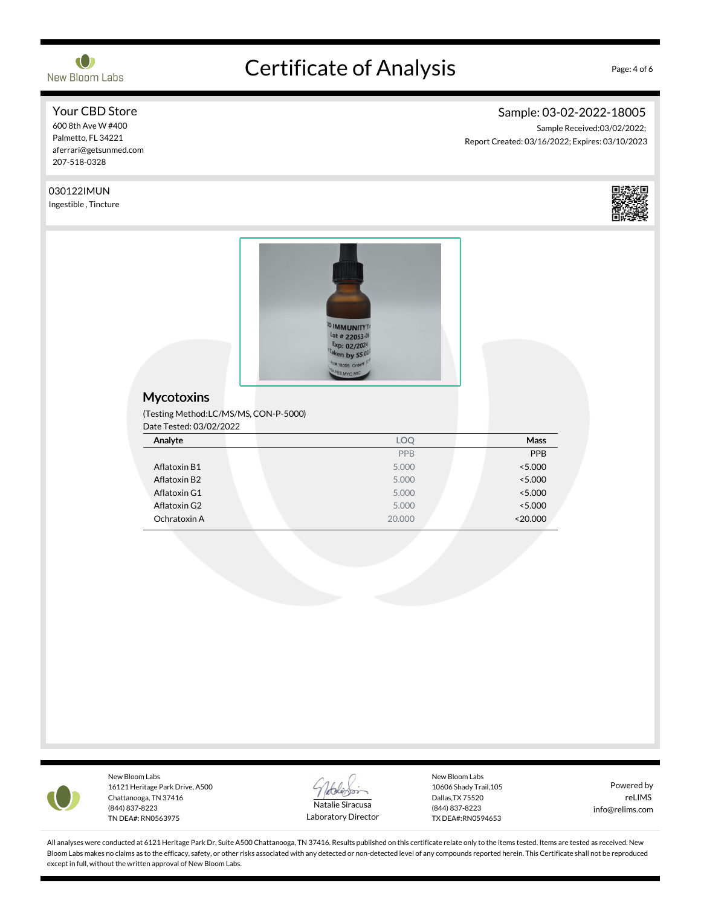# Certificate of Analysis

**Your CBD Store**
600 8th Ave W #400
Palmetto, FL 34221
aferrari@getsunmed.com
207-518-0328

**Sample: 03-02-2022-18005**
Sample Received:03/02/2022;
Report Created: 03/16/2022; Expires: 03/10/2023

030122IMUN
Ingestible , Tincture

## Mycotoxins

(Testing Method:LC/MS/MS, CON-P-5000)
Date Tested: 03/02/2022

| Analyte | LOQ | Mass |
|---|---|---|
| | PPB | PPB |
| Aflatoxin B1 | 5.000 | <5.000 |
| Aflatoxin B2 | 5.000 | <5.000 |
| Aflatoxin G1 | 5.000 | <5.000 |
| Aflatoxin G2 | 5.000 | <5.000 |
| Ochratoxin A | 20.000 | <20.000 |

New Bloom Labs
16121 Heritage Park Drive, A500
Chattanooga, TN 37416
(844) 837-8223
TN DEA#: RN0563975

Natalie Siracusa
Laboratory Director

New Bloom Labs
10606 Shady Trail,105
Dallas,TX 75520
(844) 837-8223
TX DEA#:RN0594653

Powered by
reLIMS
info@relims.com

All analyses were conducted at 6121 Heritage Park Dr, Suite A500 Chattanooga, TN 37416. Results published on this certificate relate only to the items tested. Items are tested as received. New Bloom Labs makes no claims as to the efficacy, safety, or other risks associated with any detected or non-detected level of any compounds reported herein. This Certificate shall not be reproduced except in full, without the written approval of New Bloom Labs.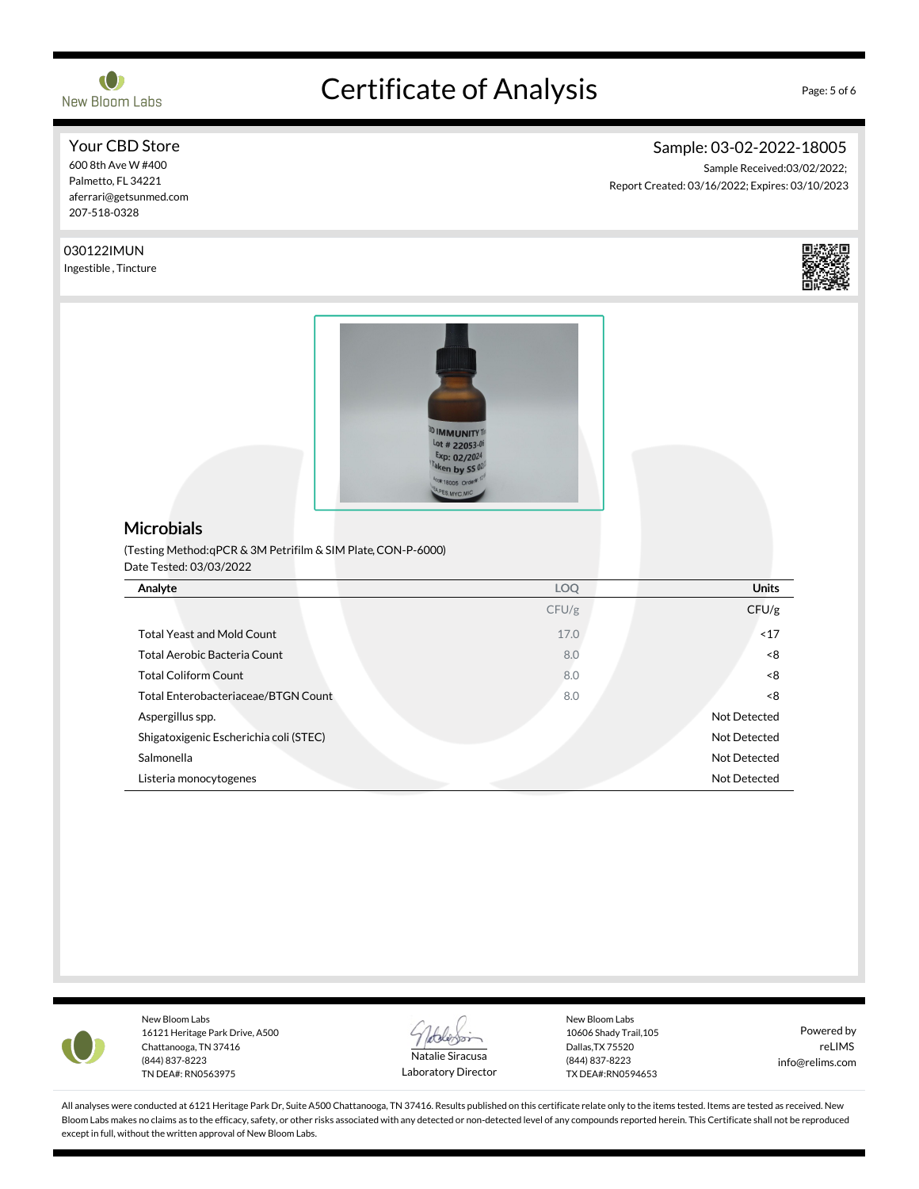# Certificate of Analysis

**Your CBD Store**
600 8th Ave W #400
Palmetto, FL 34221
aferrari@getsunmed.com
207-518-0328

**Sample: 03-02-2022-18005**
Sample Received:03/02/2022;
Report Created: 03/16/2022; Expires: 03/10/2023

030122IMUN
Ingestible , Tincture

## Microbials

(Testing Method:qPCR & 3M Petrifilm & SIM Plate, CON-P-6000)
Date Tested: 03/03/2022

| Analyte | LOQ | Units |
|---|---|---|
| | CFU/g | CFU/g |
| Total Yeast and Mold Count | 17.0 | <17 |
| Total Aerobic Bacteria Count | 8.0 | <8 |
| Total Coliform Count | 8.0 | <8 |
| Total Enterobacteriaceae/BTGN Count | 8.0 | <8 |
| Aspergillus spp. | | Not Detected |
| Shigatoxigenic Escherichia coli (STEC) | | Not Detected |
| Salmonella | | Not Detected |
| Listeria monocytogenes | | Not Detected |

New Bloom Labs
16121 Heritage Park Drive, A500
Chattanooga, TN 37416
(844) 837-8223
TN DEA#: RN0563975

Natalie Siracusa
Laboratory Director

New Bloom Labs
10606 Shady Trail,105
Dallas,TX 75520
(844) 837-8223
TX DEA#:RN0594653

Powered by
reLIMS
info@relims.com

All analyses were conducted at 6121 Heritage Park Dr, Suite A500 Chattanooga, TN 37416. Results published on this certificate relate only to the items tested. Items are tested as received. New Bloom Labs makes no claims as to the efficacy, safety, or other risks associated with any detected or non-detected level of any compounds reported herein. This Certificate shall not be reproduced except in full, without the written approval of New Bloom Labs.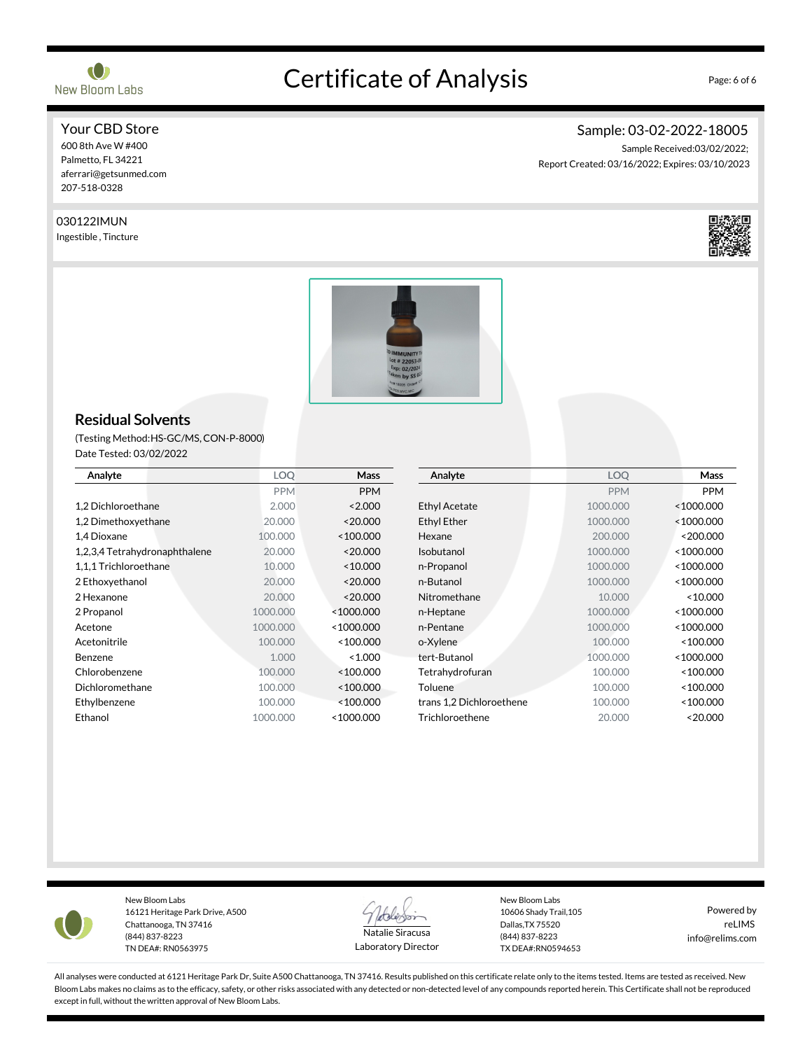New Bloom Labs

# Certificate of Analysis

Your CBD Store
600 8th Ave W #400
Palmetto, FL 34221
aferrari@getsunmed.com
207-518-0328

Sample: 03-02-2022-18005
Sample Received:03/02/2022;
Report Created: 03/16/2022; Expires: 03/10/2023

030122IMUN
Ingestible , Tincture

## Residual Solvents

(Testing Method:HS-GC/MS, CON-P-8000)
Date Tested: 03/02/2022

| Analyte | LOQ | Mass |
|---|---|---|
| | PPM | PPM |
| 1,2 Dichloroethane | 2.000 | <2.000 |
| 1,2 Dimethoxyethane | 20.000 | <20.000 |
| 1,4 Dioxane | 100.000 | <100.000 |
| 1,2,3,4 Tetrahydronaphthalene | 20.000 | <20.000 |
| 1,1,1 Trichloroethane | 10.000 | <10.000 |
| 2 Ethoxyethanol | 20.000 | <20.000 |
| 2 Hexanone | 20.000 | <20.000 |
| 2 Propanol | 1000.000 | <1000.000 |
| Acetone | 1000.000 | <1000.000 |
| Acetonitrile | 100.000 | <100.000 |
| Benzene | 1.000 | <1.000 |
| Chlorobenzene | 100.000 | <100.000 |
| Dichloromethane | 100.000 | <100.000 |
| Ethylbenzene | 100.000 | <100.000 |
| Ethanol | 1000.000 | <1000.000 |
| Ethyl Acetate | 1000.000 | <1000.000 |
| Ethyl Ether | 1000.000 | <1000.000 |
| Hexane | 200.000 | <200.000 |
| Isobutanol | 1000.000 | <1000.000 |
| n-Propanol | 1000.000 | <1000.000 |
| n-Butanol | 1000.000 | <1000.000 |
| Nitromethane | 10.000 | <10.000 |
| n-Heptane | 1000.000 | <1000.000 |
| n-Pentane | 1000.000 | <1000.000 |
| o-Xylene | 100.000 | <100.000 |
| tert-Butanol | 1000.000 | <1000.000 |
| Tetrahydrofuran | 100.000 | <100.000 |
| Toluene | 100.000 | <100.000 |
| trans 1,2 Dichloroethene | 100.000 | <100.000 |
| Trichloroethene | 20.000 | <20.000 |

New Bloom Labs
16121 Heritage Park Drive, A500
Chattanooga, TN 37416
(844) 837-8223
TN DEA#: RN0563975

Natalie Siracusa
Laboratory Director

New Bloom Labs
10606 Shady Trail,105
Dallas,TX 75520
(844) 837-8223
TX DEA#:RN0594653

Powered by
reLIMS
info@relims.com

All analyses were conducted at 6121 Heritage Park Dr, Suite A500 Chattanooga, TN 37416. Results published on this certificate relate only to the items tested. Items are tested as received. New Bloom Labs makes no claims as to the efficacy, safety, or other risks associated with any detected or non-detected level of any compounds reported herein. This Certificate shall not be reproduced except in full, without the written approval of New Bloom Labs.